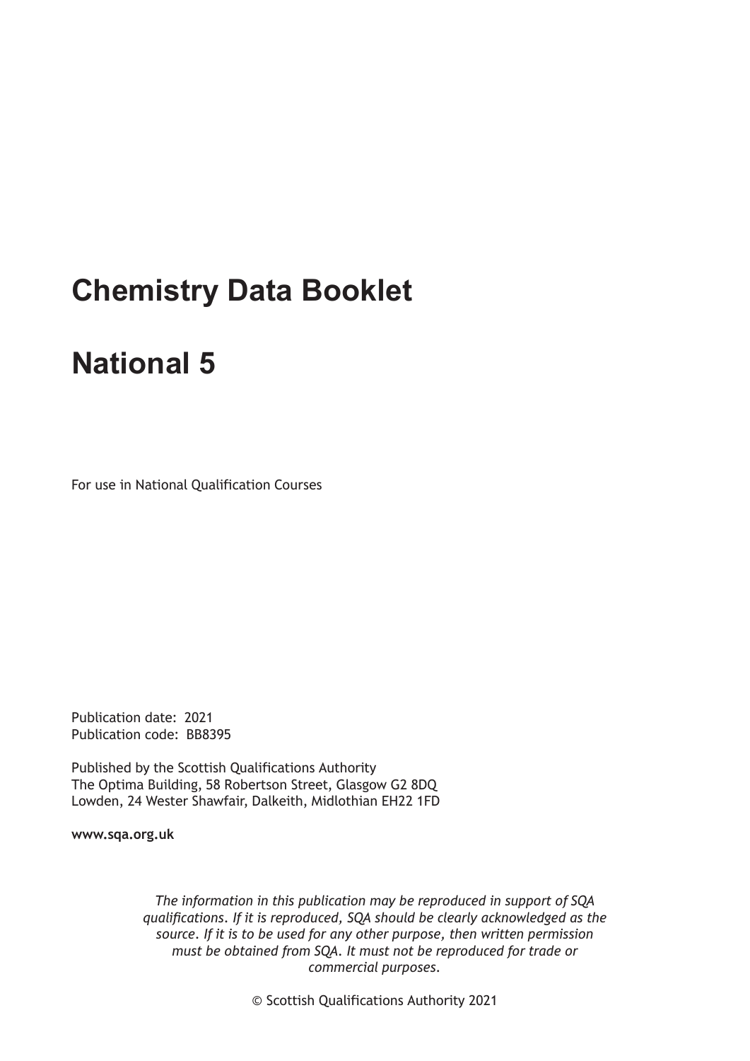# Chemistry Data Booklet

# National 5

For use in National Qualification Courses

Publication date: 2021
Publication code: BB8395

Published by the Scottish Qualifications Authority
The Optima Building, 58 Robertson Street, Glasgow G2 8DQ
Lowden, 24 Wester Shawfair, Dalkeith, Midlothian EH22 1FD

**www.sqa.org.uk**

*The information in this publication may be reproduced in support of SQA qualifications. If it is reproduced, SQA should be clearly acknowledged as the source. If it is to be used for any other purpose, then written permission must be obtained from SQA. It must not be reproduced for trade or commercial purposes.*

© Scottish Qualifications Authority 2021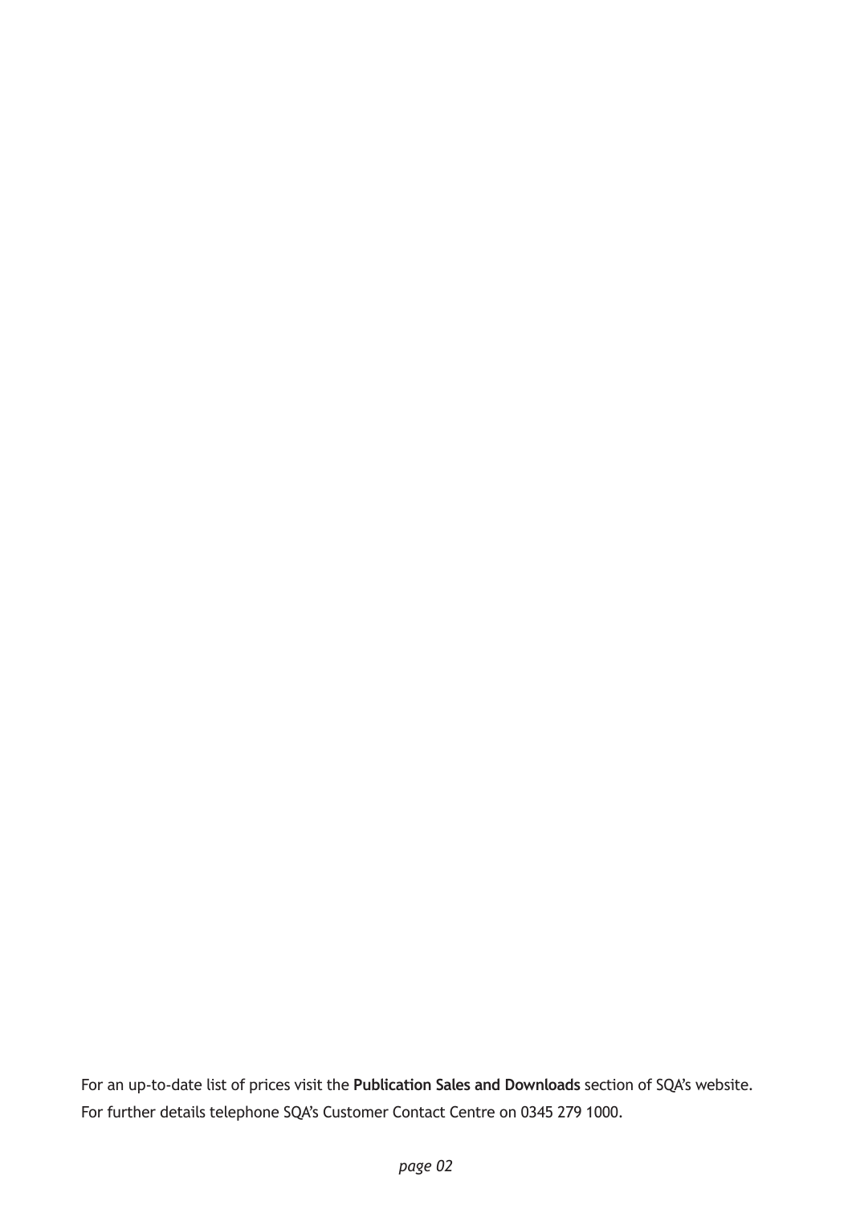For an up-to-date list of prices visit the **Publication Sales and Downloads** section of SQA's website.

For further details telephone SQA's Customer Contact Centre on 0345 279 1000.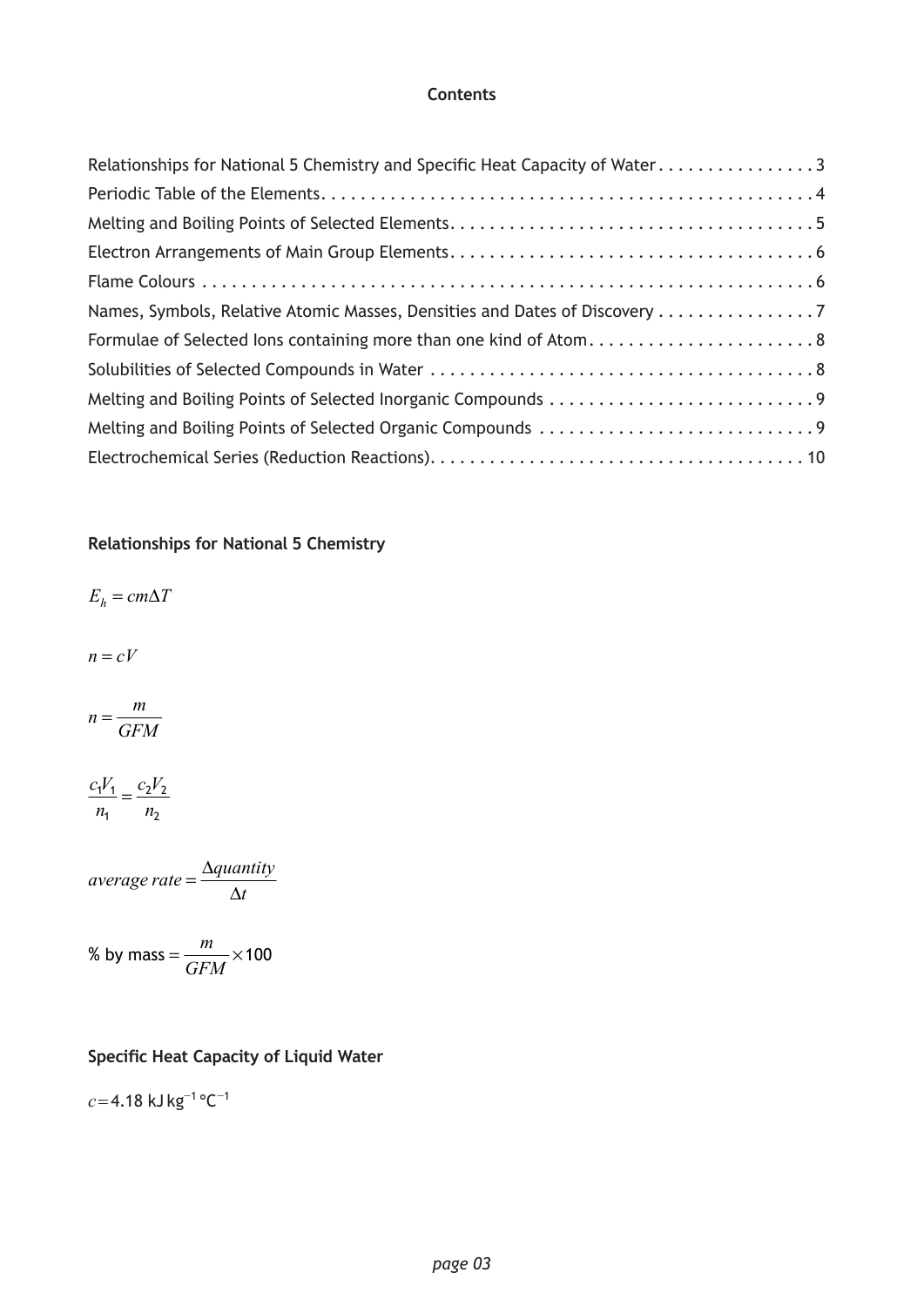## Contents

| | |
|---|---|
| Relationships for National 5 Chemistry and Specific Heat Capacity of Water | 3 |
| Periodic Table of the Elements | 4 |
| Melting and Boiling Points of Selected Elements | 5 |
| Electron Arrangements of Main Group Elements | 6 |
| Flame Colours | 6 |
| Names, Symbols, Relative Atomic Masses, Densities and Dates of Discovery | 7 |
| Formulae of Selected Ions containing more than one kind of Atom | 8 |
| Solubilities of Selected Compounds in Water | 8 |
| Melting and Boiling Points of Selected Inorganic Compounds | 9 |
| Melting and Boiling Points of Selected Organic Compounds | 9 |
| Electrochemical Series (Reduction Reactions) | 10 |

### Relationships for National 5 Chemistry

$$E_h = cm\Delta T$$

$$n = cV$$

$$n = \frac{m}{GFM}$$

$$\frac{c_1V_1}{n_1} = \frac{c_2V_2}{n_2}$$

$$average\ rate = \frac{\Delta quantity}{\Delta t}$$

$$\%\text{ by mass} = \frac{m}{GFM} \times 100$$

### Specific Heat Capacity of Liquid Water

$c = 4.18\ \text{kJ kg}^{-1}\ °\text{C}^{-1}$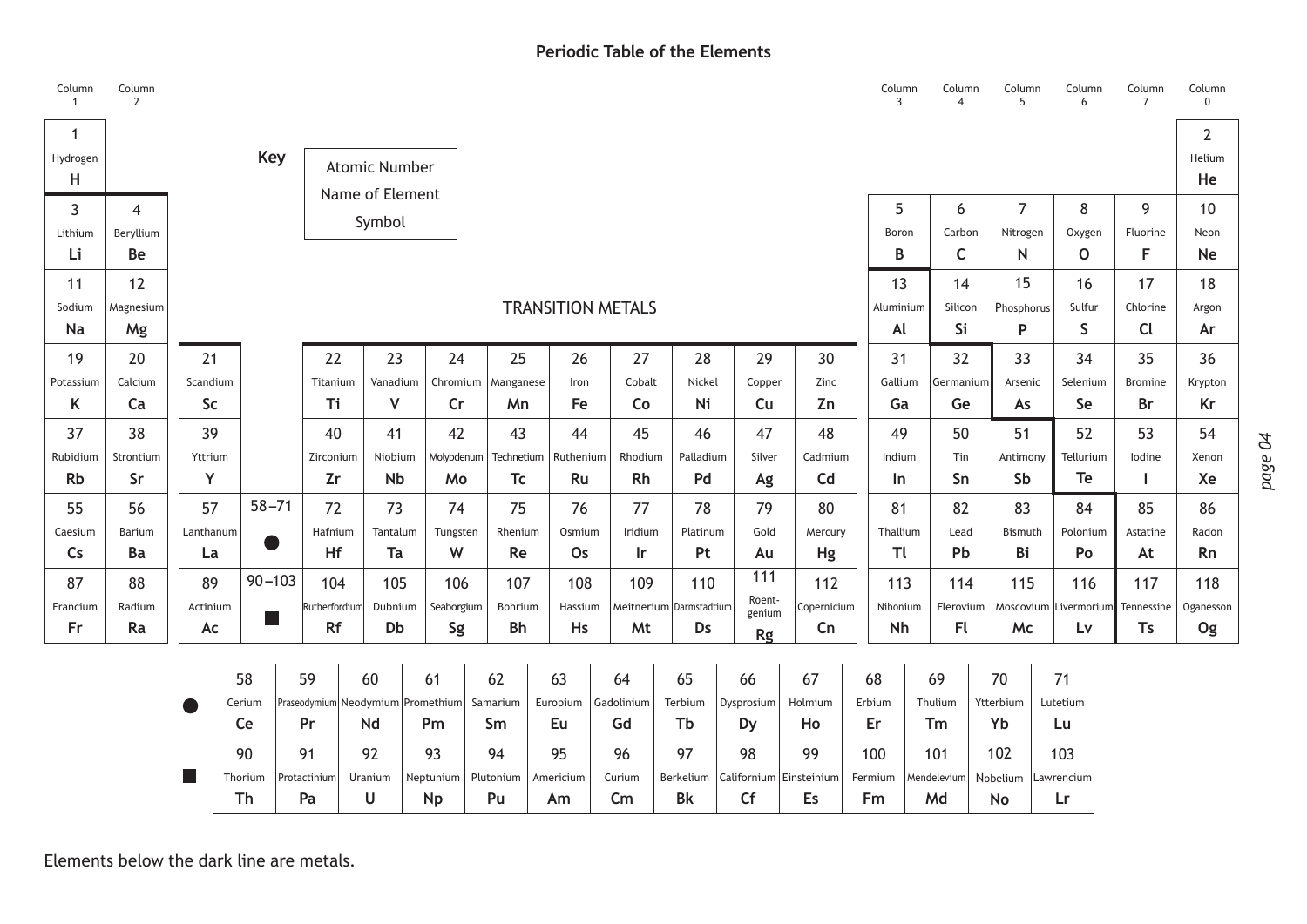# Periodic Table of the Elements

**Key**

| Atomic Number |
|---|
| Name of Element |
| Symbol |

| Column 1 | Column 2 | | | | | | | | | | | | Column 3 | Column 4 | Column 5 | Column 6 | Column 7 | Column 0 |
|---|---|---|---|---|---|---|---|---|---|---|---|---|---|---|---|---|---|---|
| 1 Hydrogen **H** | | | | | | | | | | | | | | | | | | 2 Helium **He** |
| 3 Lithium **Li** | 4 Beryllium **Be** | | | | | | | | | | | | 5 Boron **B** | 6 Carbon **C** | 7 Nitrogen **N** | 8 Oxygen **O** | 9 Fluorine **F** | 10 Neon **Ne** |
| 11 Sodium **Na** | 12 Magnesium **Mg** | | | | | | TRANSITION METALS | | | | | | 13 Aluminium **Al** | 14 Silicon **Si** | 15 Phosphorus **P** | 16 Sulfur **S** | 17 Chlorine **Cl** | 18 Argon **Ar** |
| 19 Potassium **K** | 20 Calcium **Ca** | 21 Scandium **Sc** | | 22 Titanium **Ti** | 23 Vanadium **V** | 24 Chromium **Cr** | 25 Manganese **Mn** | 26 Iron **Fe** | 27 Cobalt **Co** | 28 Nickel **Ni** | 29 Copper **Cu** | 30 Zinc **Zn** | 31 Gallium **Ga** | 32 Germanium **Ge** | 33 Arsenic **As** | 34 Selenium **Se** | 35 Bromine **Br** | 36 Krypton **Kr** |
| 37 Rubidium **Rb** | 38 Strontium **Sr** | 39 Yttrium **Y** | | 40 Zirconium **Zr** | 41 Niobium **Nb** | 42 Molybdenum **Mo** | 43 Technetium **Tc** | 44 Ruthenium **Ru** | 45 Rhodium **Rh** | 46 Palladium **Pd** | 47 Silver **Ag** | 48 Cadmium **Cd** | 49 Indium **In** | 50 Tin **Sn** | 51 Antimony **Sb** | 52 Tellurium **Te** | 53 Iodine **I** | 54 Xenon **Xe** |
| 55 Caesium **Cs** | 56 Barium **Ba** | 57 Lanthanum **La** | 58–71 ● | 72 Hafnium **Hf** | 73 Tantalum **Ta** | 74 Tungsten **W** | 75 Rhenium **Re** | 76 Osmium **Os** | 77 Iridium **Ir** | 78 Platinum **Pt** | 79 Gold **Au** | 80 Mercury **Hg** | 81 Thallium **Tl** | 82 Lead **Pb** | 83 Bismuth **Bi** | 84 Polonium **Po** | 85 Astatine **At** | 86 Radon **Rn** |
| 87 Francium **Fr** | 88 Radium **Ra** | 89 Actinium **Ac** | 90–103 ■ | 104 Rutherfordium **Rf** | 105 Dubnium **Db** | 106 Seaborgium **Sg** | 107 Bohrium **Bh** | 108 Hassium **Hs** | 109 Meitnerium **Mt** | 110 Darmstadtium **Ds** | 111 Roentgenium **Rg** | 112 Copernicium **Cn** | 113 Nihonium **Nh** | 114 Flerovium **Fl** | 115 Moscovium **Mc** | 116 Livermorium **Lv** | 117 Tennessine **Ts** | 118 Oganesson **Og** |

| | | | | | | | | | | | | | | | |
|---|---|---|---|---|---|---|---|---|---|---|---|---|---|---|---|
| ● | 58 Cerium **Ce** | 59 Praseodymium **Pr** | 60 Neodymium **Nd** | 61 Promethium **Pm** | 62 Samarium **Sm** | 63 Europium **Eu** | 64 Gadolinium **Gd** | 65 Terbium **Tb** | 66 Dysprosium **Dy** | 67 Holmium **Ho** | 68 Erbium **Er** | 69 Thulium **Tm** | 70 Ytterbium **Yb** | 71 Lutetium **Lu** |
| ■ | 90 Thorium **Th** | 91 Protactinium **Pa** | 92 Uranium **U** | 93 Neptunium **Np** | 94 Plutonium **Pu** | 95 Americium **Am** | 96 Curium **Cm** | 97 Berkelium **Bk** | 98 Californium **Cf** | 99 Einsteinium **Es** | 100 Fermium **Fm** | 101 Mendelevium **Md** | 102 Nobelium **No** | 103 Lawrencium **Lr** |

Elements below the dark line are metals.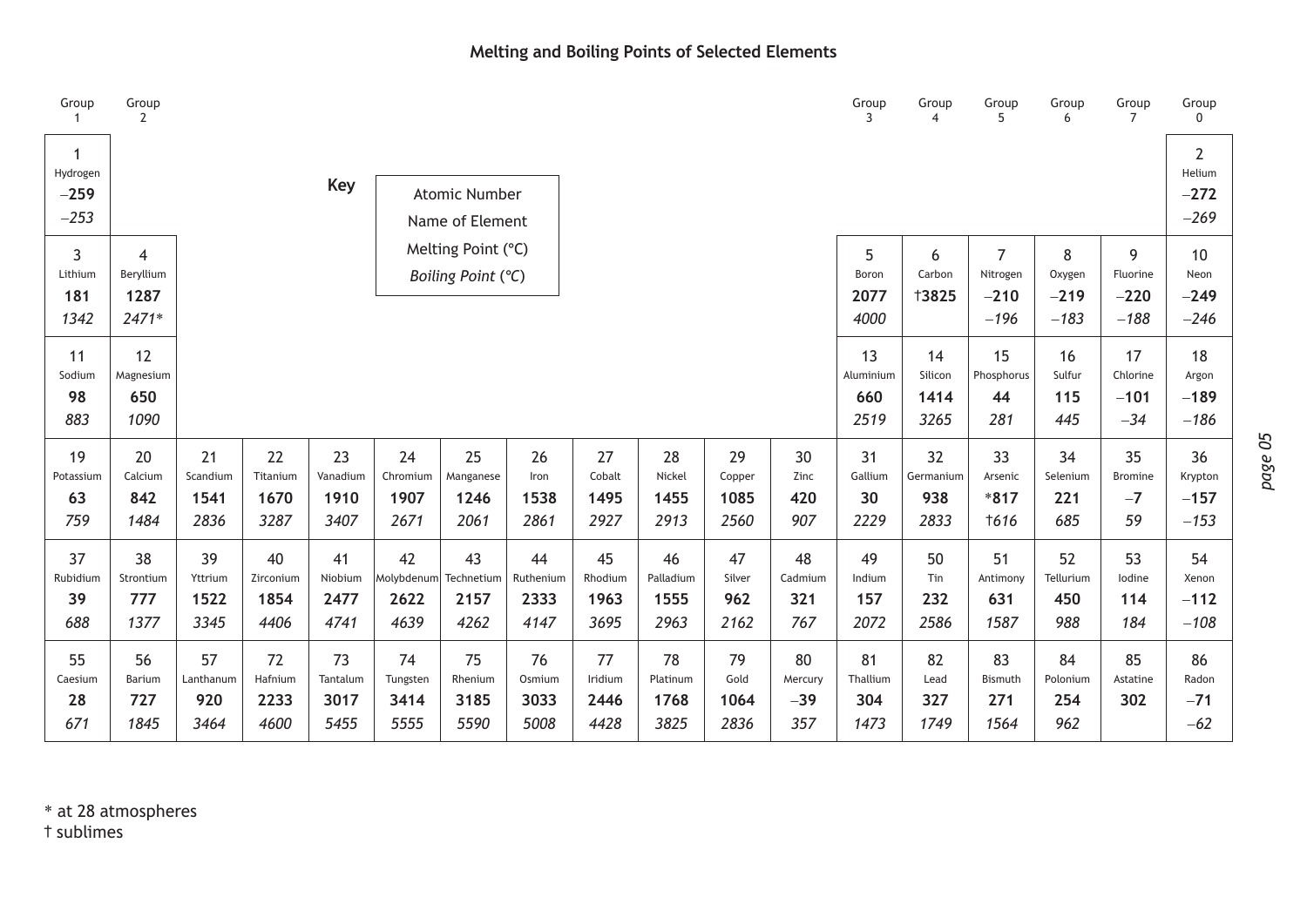# Melting and Boiling Points of Selected Elements

**Key**

| |
|---|
| Atomic Number |
| Name of Element |
| Melting Point (°C) |
| *Boiling Point (°C)* |

| Group 1 | Group 2 | | | | | | | | | | | Group 3 | Group 4 | Group 5 | Group 6 | Group 7 | Group 0 |
|---|---|---|---|---|---|---|---|---|---|---|---|---|---|---|---|---|---|
| 1 Hydrogen **−259** *−253* | | | | | | | | | | | | | | | | | 2 Helium **−272** *−269* |
| 3 Lithium **181** *1342* | 4 Beryllium **1287** *2471** | | | | | | | | | | | 5 Boron **2077** *4000* | 6 Carbon **†3825** | 7 Nitrogen **−210** *−196* | 8 Oxygen **−219** *−183* | 9 Fluorine **−220** *−188* | 10 Neon **−249** *−246* |
| 11 Sodium **98** *883* | 12 Magnesium **650** *1090* | | | | | | | | | | | 13 Aluminium **660** *2519* | 14 Silicon **1414** *3265* | 15 Phosphorus **44** *281* | 16 Sulfur **115** *445* | 17 Chlorine **−101** *−34* | 18 Argon **−189** *−186* |
| 19 Potassium **63** *759* | 20 Calcium **842** *1484* | 21 Scandium **1541** *2836* | 22 Titanium **1670** *3287* | 23 Vanadium **1910** *3407* | 24 Chromium **1907** *2671* | 25 Manganese **1246** *2061* | 26 Iron **1538** *2861* | 27 Cobalt **1495** *2927* | 28 Nickel **1455** *2913* | 29 Copper **1085** *2560* | 30 Zinc **420** *907* | 31 Gallium **30** *2229* | 32 Germanium **938** *2833* | 33 Arsenic ***817** *†616* | 34 Selenium **221** *685* | 35 Bromine **−7** *59* | 36 Krypton **−157** *−153* |
| 37 Rubidium **39** *688* | 38 Strontium **777** *1377* | 39 Yttrium **1522** *3345* | 40 Zirconium **1854** *4406* | 41 Niobium **2477** *4741* | 42 Molybdenum **2622** *4639* | 43 Technetium **2157** *4262* | 44 Ruthenium **2333** *4147* | 45 Rhodium **1963** *3695* | 46 Palladium **1555** *2963* | 47 Silver **962** *2162* | 48 Cadmium **321** *767* | 49 Indium **157** *2072* | 50 Tin **232** *2586* | 51 Antimony **631** *1587* | 52 Tellurium **450** *988* | 53 Iodine **114** *184* | 54 Xenon **−112** *−108* |
| 55 Caesium **28** *671* | 56 Barium **727** *1845* | 57 Lanthanum **920** *3464* | 72 Hafnium **2233** *4600* | 73 Tantalum **3017** *5455* | 74 Tungsten **3414** *5555* | 75 Rhenium **3185** *5590* | 76 Osmium **3033** *5008* | 77 Iridium **2446** *4428* | 78 Platinum **1768** *3825* | 79 Gold **1064** *2836* | 80 Mercury **−39** *357* | 81 Thallium **304** *1473* | 82 Lead **327** *1749* | 83 Bismuth **271** *1564* | 84 Polonium **254** *962* | 85 Astatine **302** | 86 Radon **−71** *−62* |

\* at 28 atmospheres
† sublimes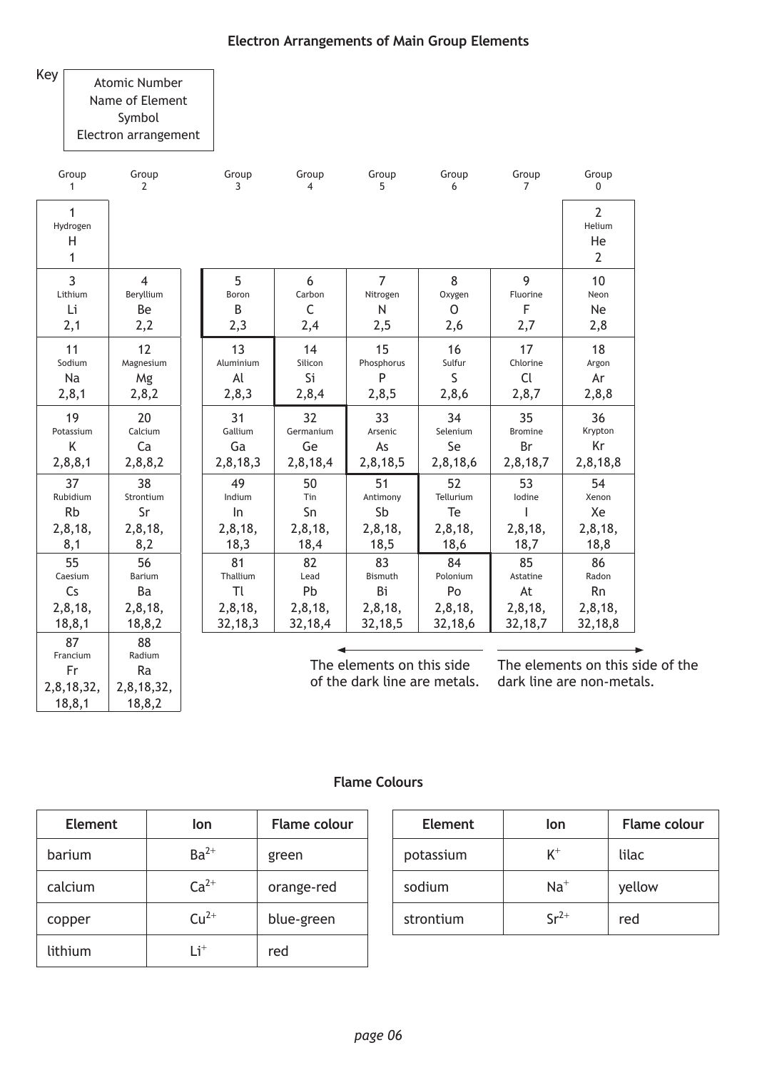## Electron Arrangements of Main Group Elements

**Key**

| Atomic Number |
|---|
| Name of Element |
| Symbol |
| Electron arrangement |

| Group 1 | Group 2 | Group 3 | Group 4 | Group 5 | Group 6 | Group 7 | Group 0 |
|---|---|---|---|---|---|---|---|
| 1 Hydrogen H 1 | | | | | | | 2 Helium He 2 |
| 3 Lithium Li 2,1 | 4 Beryllium Be 2,2 | 5 Boron B 2,3 | 6 Carbon C 2,4 | 7 Nitrogen N 2,5 | 8 Oxygen O 2,6 | 9 Fluorine F 2,7 | 10 Neon Ne 2,8 |
| 11 Sodium Na 2,8,1 | 12 Magnesium Mg 2,8,2 | 13 Aluminium Al 2,8,3 | 14 Silicon Si 2,8,4 | 15 Phosphorus P 2,8,5 | 16 Sulfur S 2,8,6 | 17 Chlorine Cl 2,8,7 | 18 Argon Ar 2,8,8 |
| 19 Potassium K 2,8,8,1 | 20 Calcium Ca 2,8,8,2 | 31 Gallium Ga 2,8,18,3 | 32 Germanium Ge 2,8,18,4 | 33 Arsenic As 2,8,18,5 | 34 Selenium Se 2,8,18,6 | 35 Bromine Br 2,8,18,7 | 36 Krypton Kr 2,8,18,8 |
| 37 Rubidium Rb 2,8,18, 8,1 | 38 Strontium Sr 2,8,18, 8,2 | 49 Indium In 2,8,18, 18,3 | 50 Tin Sn 2,8,18, 18,4 | 51 Antimony Sb 2,8,18, 18,5 | 52 Tellurium Te 2,8,18, 18,6 | 53 Iodine I 2,8,18, 18,7 | 54 Xenon Xe 2,8,18, 18,8 |
| 55 Caesium Cs 2,8,18, 18,8,1 | 56 Barium Ba 2,8,18, 18,8,2 | 81 Thallium Tl 2,8,18, 32,18,3 | 82 Lead Pb 2,8,18, 32,18,4 | 83 Bismuth Bi 2,8,18, 32,18,5 | 84 Polonium Po 2,8,18, 32,18,6 | 85 Astatine At 2,8,18, 32,18,7 | 86 Radon Rn 2,8,18, 32,18,8 |
| 87 Francium Fr 2,8,18,32, 18,8,1 | 88 Radium Ra 2,8,18,32, 18,8,2 | | | | | | |

← The elements on this side of the dark line are metals.

The elements on this side of the dark line are non-metals. →

## Flame Colours

| Element | Ion | Flame colour |
|---|---|---|
| barium | $Ba^{2+}$ | green |
| calcium | $Ca^{2+}$ | orange-red |
| copper | $Cu^{2+}$ | blue-green |
| lithium | $Li^{+}$ | red |

| Element | Ion | Flame colour |
|---|---|---|
| potassium | $K^{+}$ | lilac |
| sodium | $Na^{+}$ | yellow |
| strontium | $Sr^{2+}$ | red |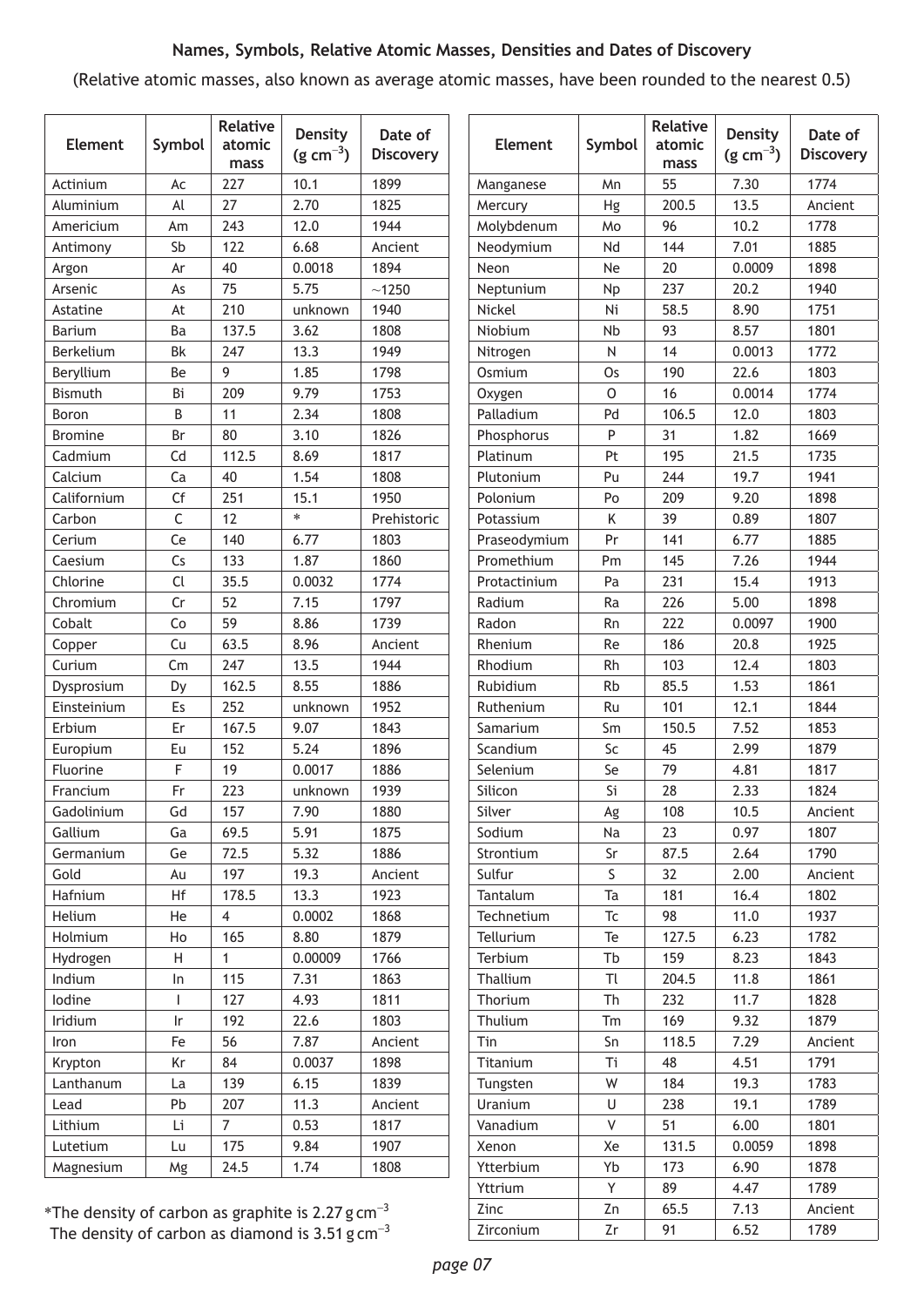**Names, Symbols, Relative Atomic Masses, Densities and Dates of Discovery**

(Relative atomic masses, also known as average atomic masses, have been rounded to the nearest 0.5)

| Element | Symbol | Relative atomic mass | Density ($g\ cm^{-3}$) | Date of Discovery |
|---|---|---|---|---|
| Actinium | Ac | 227 | 10.1 | 1899 |
| Aluminium | Al | 27 | 2.70 | 1825 |
| Americium | Am | 243 | 12.0 | 1944 |
| Antimony | Sb | 122 | 6.68 | Ancient |
| Argon | Ar | 40 | 0.0018 | 1894 |
| Arsenic | As | 75 | 5.75 | ~1250 |
| Astatine | At | 210 | unknown | 1940 |
| Barium | Ba | 137.5 | 3.62 | 1808 |
| Berkelium | Bk | 247 | 13.3 | 1949 |
| Beryllium | Be | 9 | 1.85 | 1798 |
| Bismuth | Bi | 209 | 9.79 | 1753 |
| Boron | B | 11 | 2.34 | 1808 |
| Bromine | Br | 80 | 3.10 | 1826 |
| Cadmium | Cd | 112.5 | 8.69 | 1817 |
| Calcium | Ca | 40 | 1.54 | 1808 |
| Californium | Cf | 251 | 15.1 | 1950 |
| Carbon | C | 12 | * | Prehistoric |
| Cerium | Ce | 140 | 6.77 | 1803 |
| Caesium | Cs | 133 | 1.87 | 1860 |
| Chlorine | Cl | 35.5 | 0.0032 | 1774 |
| Chromium | Cr | 52 | 7.15 | 1797 |
| Cobalt | Co | 59 | 8.86 | 1739 |
| Copper | Cu | 63.5 | 8.96 | Ancient |
| Curium | Cm | 247 | 13.5 | 1944 |
| Dysprosium | Dy | 162.5 | 8.55 | 1886 |
| Einsteinium | Es | 252 | unknown | 1952 |
| Erbium | Er | 167.5 | 9.07 | 1843 |
| Europium | Eu | 152 | 5.24 | 1896 |
| Fluorine | F | 19 | 0.0017 | 1886 |
| Francium | Fr | 223 | unknown | 1939 |
| Gadolinium | Gd | 157 | 7.90 | 1880 |
| Gallium | Ga | 69.5 | 5.91 | 1875 |
| Germanium | Ge | 72.5 | 5.32 | 1886 |
| Gold | Au | 197 | 19.3 | Ancient |
| Hafnium | Hf | 178.5 | 13.3 | 1923 |
| Helium | He | 4 | 0.0002 | 1868 |
| Holmium | Ho | 165 | 8.80 | 1879 |
| Hydrogen | H | 1 | 0.00009 | 1766 |
| Indium | In | 115 | 7.31 | 1863 |
| Iodine | I | 127 | 4.93 | 1811 |
| Iridium | Ir | 192 | 22.6 | 1803 |
| Iron | Fe | 56 | 7.87 | Ancient |
| Krypton | Kr | 84 | 0.0037 | 1898 |
| Lanthanum | La | 139 | 6.15 | 1839 |
| Lead | Pb | 207 | 11.3 | Ancient |
| Lithium | Li | 7 | 0.53 | 1817 |
| Lutetium | Lu | 175 | 9.84 | 1907 |
| Magnesium | Mg | 24.5 | 1.74 | 1808 |
| Manganese | Mn | 55 | 7.30 | 1774 |
| Mercury | Hg | 200.5 | 13.5 | Ancient |
| Molybdenum | Mo | 96 | 10.2 | 1778 |
| Neodymium | Nd | 144 | 7.01 | 1885 |
| Neon | Ne | 20 | 0.0009 | 1898 |
| Neptunium | Np | 237 | 20.2 | 1940 |
| Nickel | Ni | 58.5 | 8.90 | 1751 |
| Niobium | Nb | 93 | 8.57 | 1801 |
| Nitrogen | N | 14 | 0.0013 | 1772 |
| Osmium | Os | 190 | 22.6 | 1803 |
| Oxygen | O | 16 | 0.0014 | 1774 |
| Palladium | Pd | 106.5 | 12.0 | 1803 |
| Phosphorus | P | 31 | 1.82 | 1669 |
| Platinum | Pt | 195 | 21.5 | 1735 |
| Plutonium | Pu | 244 | 19.7 | 1941 |
| Polonium | Po | 209 | 9.20 | 1898 |
| Potassium | K | 39 | 0.89 | 1807 |
| Praseodymium | Pr | 141 | 6.77 | 1885 |
| Promethium | Pm | 145 | 7.26 | 1944 |
| Protactinium | Pa | 231 | 15.4 | 1913 |
| Radium | Ra | 226 | 5.00 | 1898 |
| Radon | Rn | 222 | 0.0097 | 1900 |
| Rhenium | Re | 186 | 20.8 | 1925 |
| Rhodium | Rh | 103 | 12.4 | 1803 |
| Rubidium | Rb | 85.5 | 1.53 | 1861 |
| Ruthenium | Ru | 101 | 12.1 | 1844 |
| Samarium | Sm | 150.5 | 7.52 | 1853 |
| Scandium | Sc | 45 | 2.99 | 1879 |
| Selenium | Se | 79 | 4.81 | 1817 |
| Silicon | Si | 28 | 2.33 | 1824 |
| Silver | Ag | 108 | 10.5 | Ancient |
| Sodium | Na | 23 | 0.97 | 1807 |
| Strontium | Sr | 87.5 | 2.64 | 1790 |
| Sulfur | S | 32 | 2.00 | Ancient |
| Tantalum | Ta | 181 | 16.4 | 1802 |
| Technetium | Tc | 98 | 11.0 | 1937 |
| Tellurium | Te | 127.5 | 6.23 | 1782 |
| Terbium | Tb | 159 | 8.23 | 1843 |
| Thallium | Tl | 204.5 | 11.8 | 1861 |
| Thorium | Th | 232 | 11.7 | 1828 |
| Thulium | Tm | 169 | 9.32 | 1879 |
| Tin | Sn | 118.5 | 7.29 | Ancient |
| Titanium | Ti | 48 | 4.51 | 1791 |
| Tungsten | W | 184 | 19.3 | 1783 |
| Uranium | U | 238 | 19.1 | 1789 |
| Vanadium | V | 51 | 6.00 | 1801 |
| Xenon | Xe | 131.5 | 0.0059 | 1898 |
| Ytterbium | Yb | 173 | 6.90 | 1878 |
| Yttrium | Y | 89 | 4.47 | 1789 |
| Zinc | Zn | 65.5 | 7.13 | Ancient |
| Zirconium | Zr | 91 | 6.52 | 1789 |

*The density of carbon as graphite is $2.27\ g\ cm^{-3}$
The density of carbon as diamond is $3.51\ g\ cm^{-3}$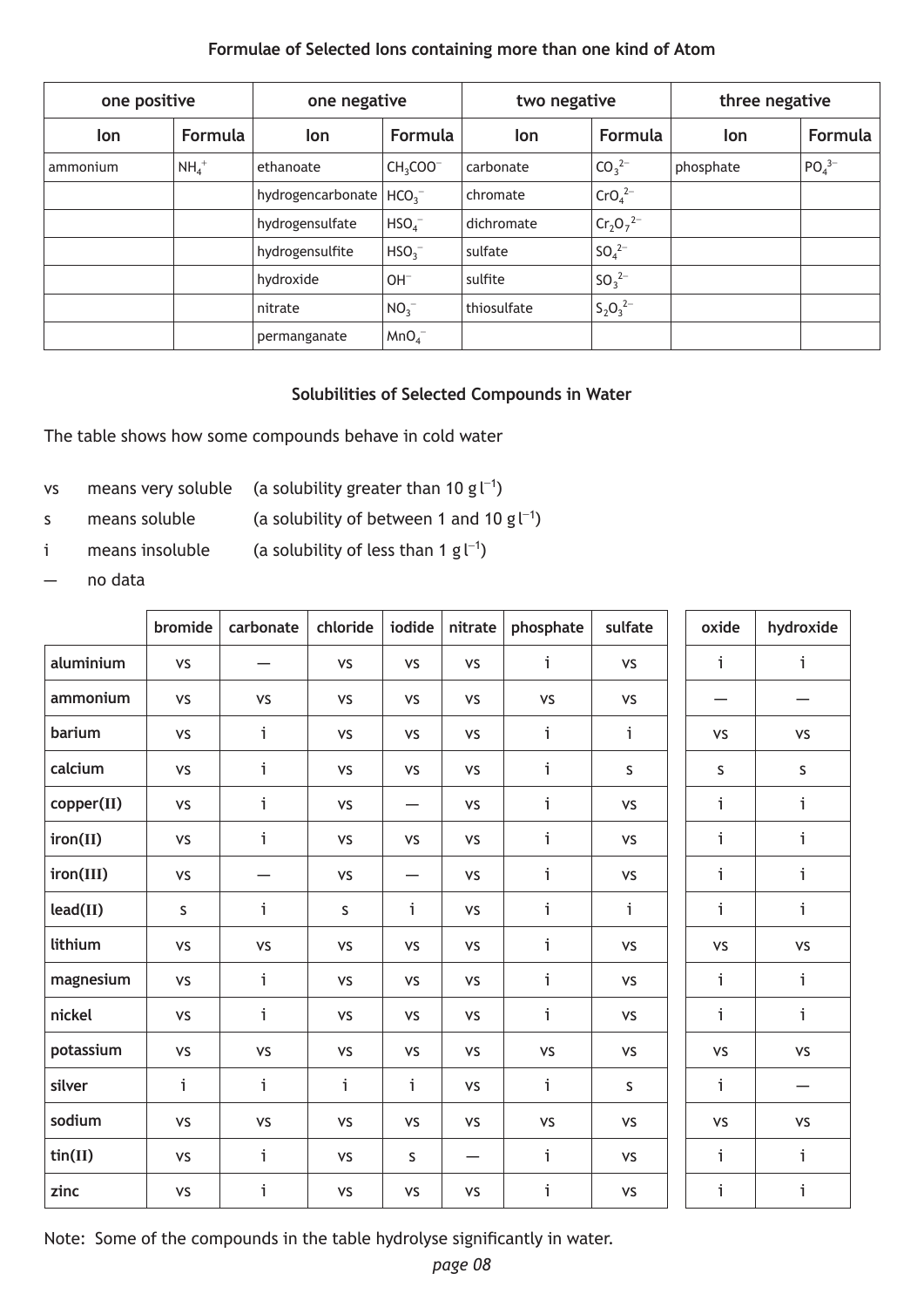**Formulae of Selected Ions containing more than one kind of Atom**

| one positive | | one negative | | two negative | | three negative | |
|---|---|---|---|---|---|---|---|
| Ion | Formula | Ion | Formula | Ion | Formula | Ion | Formula |
| ammonium | $NH_4^+$ | ethanoate | $CH_3COO^-$ | carbonate | $CO_3^{2-}$ | phosphate | $PO_4^{3-}$ |
| | | hydrogencarbonate | $HCO_3^-$ | chromate | $CrO_4^{2-}$ | | |
| | | hydrogensulfate | $HSO_4^-$ | dichromate | $Cr_2O_7^{2-}$ | | |
| | | hydrogensulfite | $HSO_3^-$ | sulfate | $SO_4^{2-}$ | | |
| | | hydroxide | $OH^-$ | sulfite | $SO_3^{2-}$ | | |
| | | nitrate | $NO_3^-$ | thiosulfate | $S_2O_3^{2-}$ | | |
| | | permanganate | $MnO_4^-$ | | | | |

**Solubilities of Selected Compounds in Water**

The table shows how some compounds behave in cold water

vs means very soluble (a solubility greater than 10 g $l^{-1}$)

s means soluble (a solubility of between 1 and 10 g $l^{-1}$)

i means insoluble (a solubility of less than 1 g $l^{-1}$)

— no data

| | bromide | carbonate | chloride | iodide | nitrate | phosphate | sulfate | oxide | hydroxide |
|---|---|---|---|---|---|---|---|---|---|
| **aluminium** | vs | — | vs | vs | vs | i | vs | i | i |
| **ammonium** | vs | vs | vs | vs | vs | vs | vs | — | — |
| **barium** | vs | i | vs | vs | vs | i | i | vs | vs |
| **calcium** | vs | i | vs | vs | vs | i | s | s | s |
| **copper(II)** | vs | i | vs | — | vs | i | vs | i | i |
| **iron(II)** | vs | i | vs | vs | vs | i | vs | i | i |
| **iron(III)** | vs | — | vs | — | vs | i | vs | i | i |
| **lead(II)** | s | i | s | i | vs | i | i | i | i |
| **lithium** | vs | vs | vs | vs | vs | i | vs | vs | vs |
| **magnesium** | vs | i | vs | vs | vs | i | vs | i | i |
| **nickel** | vs | i | vs | vs | vs | i | vs | i | i |
| **potassium** | vs | vs | vs | vs | vs | vs | vs | vs | vs |
| **silver** | i | i | i | i | vs | i | s | i | — |
| **sodium** | vs | vs | vs | vs | vs | vs | vs | vs | vs |
| **tin(II)** | vs | i | vs | s | — | i | vs | i | i |
| **zinc** | vs | i | vs | vs | vs | i | vs | i | i |

Note: Some of the compounds in the table hydrolyse significantly in water.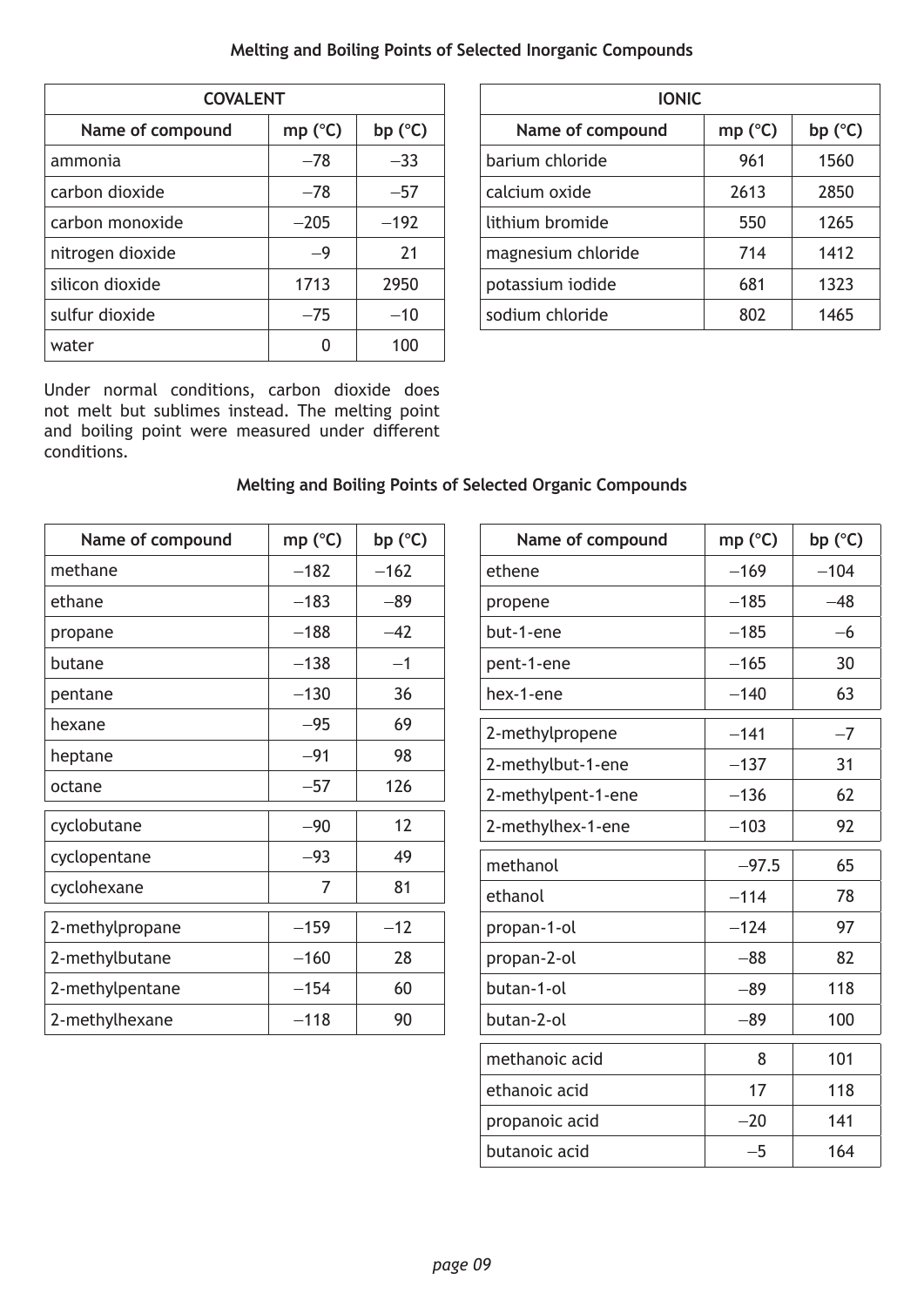## Melting and Boiling Points of Selected Inorganic Compounds

| COVALENT | | |
|---|---|---|
| **Name of compound** | **mp (°C)** | **bp (°C)** |
| ammonia | −78 | −33 |
| carbon dioxide | −78 | −57 |
| carbon monoxide | −205 | −192 |
| nitrogen dioxide | −9 | 21 |
| silicon dioxide | 1713 | 2950 |
| sulfur dioxide | −75 | −10 |
| water | 0 | 100 |

| IONIC | | |
|---|---|---|
| **Name of compound** | **mp (°C)** | **bp (°C)** |
| barium chloride | 961 | 1560 |
| calcium oxide | 2613 | 2850 |
| lithium bromide | 550 | 1265 |
| magnesium chloride | 714 | 1412 |
| potassium iodide | 681 | 1323 |
| sodium chloride | 802 | 1465 |

Under normal conditions, carbon dioxide does not melt but sublimes instead. The melting point and boiling point were measured under different conditions.

## Melting and Boiling Points of Selected Organic Compounds

| Name of compound | mp (°C) | bp (°C) |
|---|---|---|
| methane | −182 | −162 |
| ethane | −183 | −89 |
| propane | −188 | −42 |
| butane | −138 | −1 |
| pentane | −130 | 36 |
| hexane | −95 | 69 |
| heptane | −91 | 98 |
| octane | −57 | 126 |
| cyclobutane | −90 | 12 |
| cyclopentane | −93 | 49 |
| cyclohexane | 7 | 81 |
| 2-methylpropane | −159 | −12 |
| 2-methylbutane | −160 | 28 |
| 2-methylpentane | −154 | 60 |
| 2-methylhexane | −118 | 90 |

| Name of compound | mp (°C) | bp (°C) |
|---|---|---|
| ethene | −169 | −104 |
| propene | −185 | −48 |
| but-1-ene | −185 | −6 |
| pent-1-ene | −165 | 30 |
| hex-1-ene | −140 | 63 |
| 2-methylpropene | −141 | −7 |
| 2-methylbut-1-ene | −137 | 31 |
| 2-methylpent-1-ene | −136 | 62 |
| 2-methylhex-1-ene | −103 | 92 |
| methanol | −97.5 | 65 |
| ethanol | −114 | 78 |
| propan-1-ol | −124 | 97 |
| propan-2-ol | −88 | 82 |
| butan-1-ol | −89 | 118 |
| butan-2-ol | −89 | 100 |
| methanoic acid | 8 | 101 |
| ethanoic acid | 17 | 118 |
| propanoic acid | −20 | 141 |
| butanoic acid | −5 | 164 |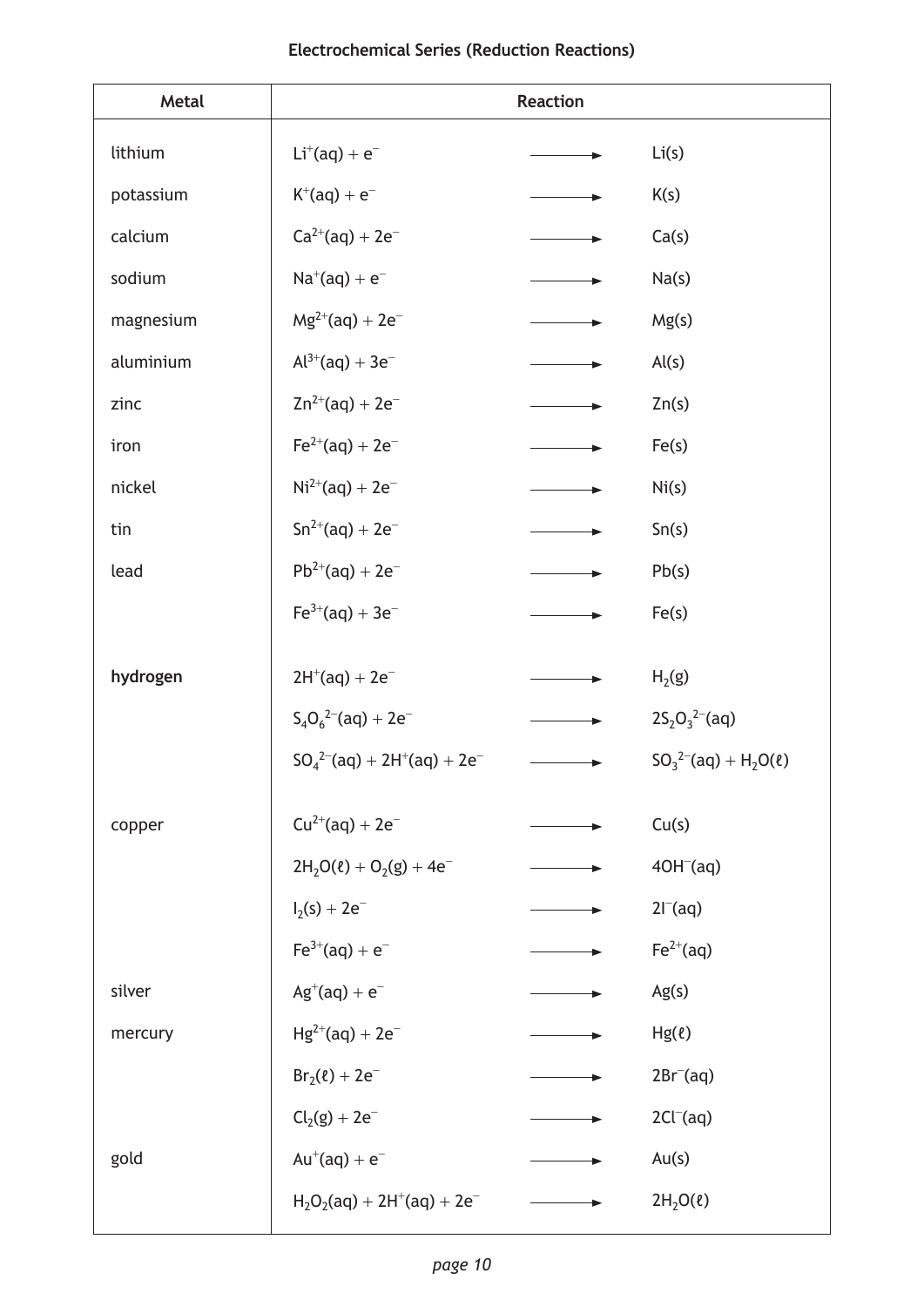**Electrochemical Series (Reduction Reactions)**

| Metal | Reaction | | |
|---|---|---|---|
| lithium | $Li^{+}(aq) + e^{-}$ | $\longrightarrow$ | $Li(s)$ |
| potassium | $K^{+}(aq) + e^{-}$ | $\longrightarrow$ | $K(s)$ |
| calcium | $Ca^{2+}(aq) + 2e^{-}$ | $\longrightarrow$ | $Ca(s)$ |
| sodium | $Na^{+}(aq) + e^{-}$ | $\longrightarrow$ | $Na(s)$ |
| magnesium | $Mg^{2+}(aq) + 2e^{-}$ | $\longrightarrow$ | $Mg(s)$ |
| aluminium | $Al^{3+}(aq) + 3e^{-}$ | $\longrightarrow$ | $Al(s)$ |
| zinc | $Zn^{2+}(aq) + 2e^{-}$ | $\longrightarrow$ | $Zn(s)$ |
| iron | $Fe^{2+}(aq) + 2e^{-}$ | $\longrightarrow$ | $Fe(s)$ |
| nickel | $Ni^{2+}(aq) + 2e^{-}$ | $\longrightarrow$ | $Ni(s)$ |
| tin | $Sn^{2+}(aq) + 2e^{-}$ | $\longrightarrow$ | $Sn(s)$ |
| lead | $Pb^{2+}(aq) + 2e^{-}$ | $\longrightarrow$ | $Pb(s)$ |
| | $Fe^{3+}(aq) + 3e^{-}$ | $\longrightarrow$ | $Fe(s)$ |
| **hydrogen** | $2H^{+}(aq) + 2e^{-}$ | $\longrightarrow$ | $H_2(g)$ |
| | $S_4O_6^{2-}(aq) + 2e^{-}$ | $\longrightarrow$ | $2S_2O_3^{2-}(aq)$ |
| | $SO_4^{2-}(aq) + 2H^{+}(aq) + 2e^{-}$ | $\longrightarrow$ | $SO_3^{2-}(aq) + H_2O(\ell)$ |
| copper | $Cu^{2+}(aq) + 2e^{-}$ | $\longrightarrow$ | $Cu(s)$ |
| | $2H_2O(\ell) + O_2(g) + 4e^{-}$ | $\longrightarrow$ | $4OH^{-}(aq)$ |
| | $I_2(s) + 2e^{-}$ | $\longrightarrow$ | $2I^{-}(aq)$ |
| | $Fe^{3+}(aq) + e^{-}$ | $\longrightarrow$ | $Fe^{2+}(aq)$ |
| silver | $Ag^{+}(aq) + e^{-}$ | $\longrightarrow$ | $Ag(s)$ |
| mercury | $Hg^{2+}(aq) + 2e^{-}$ | $\longrightarrow$ | $Hg(\ell)$ |
| | $Br_2(\ell) + 2e^{-}$ | $\longrightarrow$ | $2Br^{-}(aq)$ |
| | $Cl_2(g) + 2e^{-}$ | $\longrightarrow$ | $2Cl^{-}(aq)$ |
| gold | $Au^{+}(aq) + e^{-}$ | $\longrightarrow$ | $Au(s)$ |
| | $H_2O_2(aq) + 2H^{+}(aq) + 2e^{-}$ | $\longrightarrow$ | $2H_2O(\ell)$ |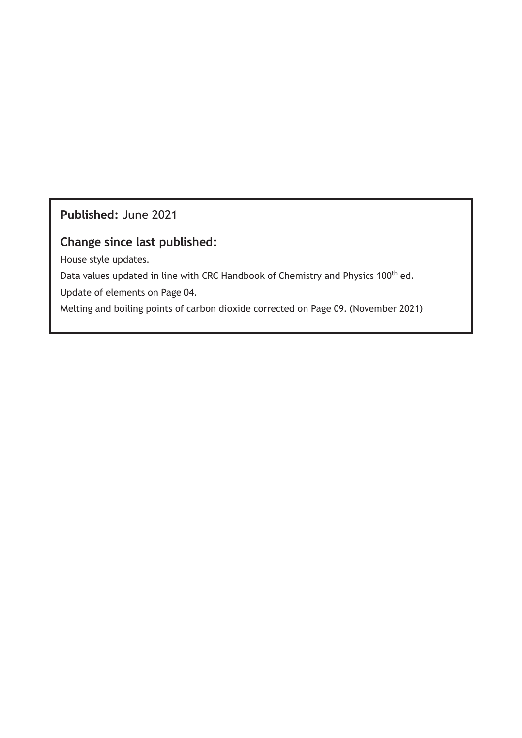**Published:** June 2021

## Change since last published:

House style updates.

Data values updated in line with CRC Handbook of Chemistry and Physics $100^{th}$ ed.

Update of elements on Page 04.

Melting and boiling points of carbon dioxide corrected on Page 09. (November 2021)